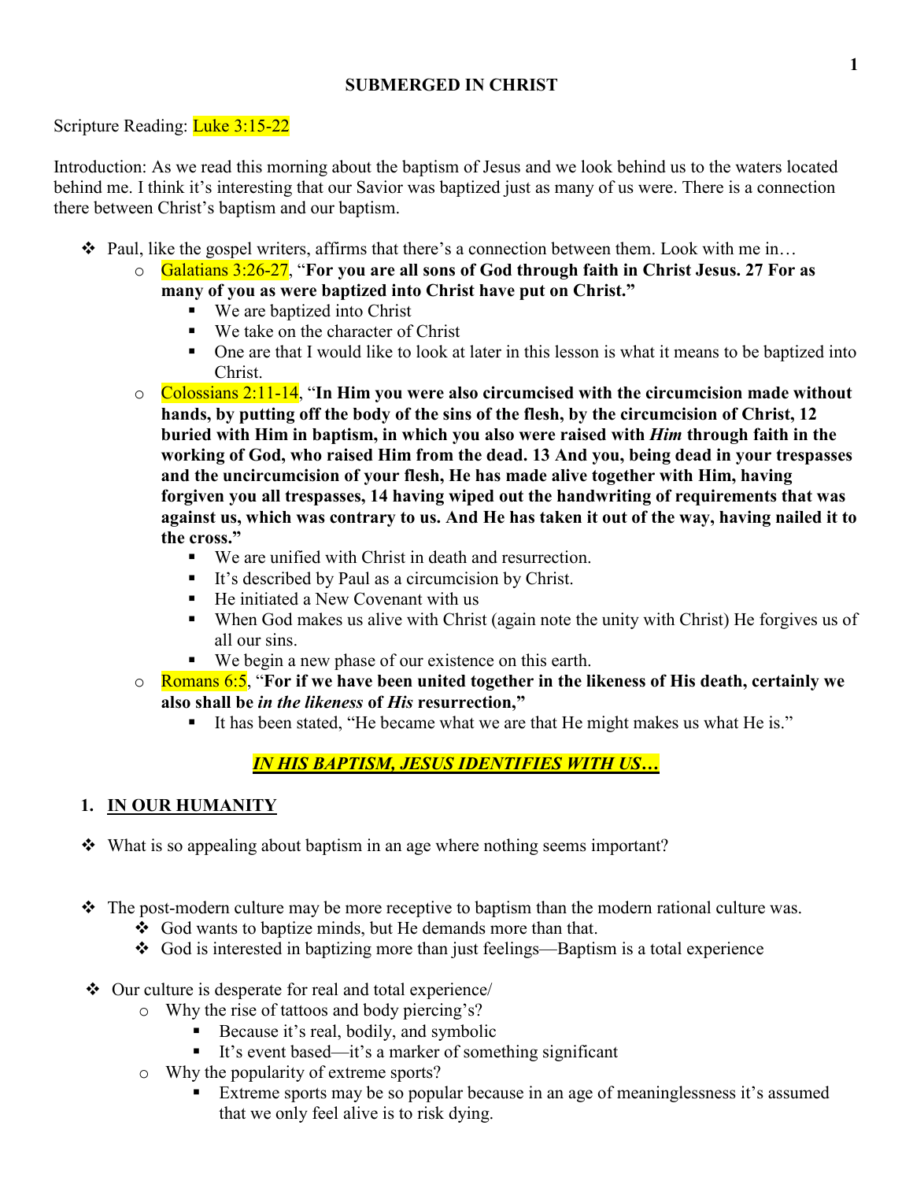# SUBMERGED IN CHRIST

Scripture Reading: Luke 3:15-22

Introduction: As we read this morning about the baptism of Jesus and we look behind us to the waters located behind me. I think it's interesting that our Savior was baptized just as many of us were. There is a connection there between Christ's baptism and our baptism.

- Paul, like the gospel writers, affirms that there's a connection between them. Look with me in…
  - Galatians 3:26-27, "**For you are all sons of God through faith in Christ Jesus. 27 For as many of you as were baptized into Christ have put on Christ.**"
    - We are baptized into Christ
    - We take on the character of Christ
    - One are that I would like to look at later in this lesson is what it means to be baptized into Christ.
  - Colossians 2:11-14, "**In Him you were also circumcised with the circumcision made without hands, by putting off the body of the sins of the flesh, by the circumcision of Christ, 12 buried with Him in baptism, in which you also were raised with *Him* through faith in the working of God, who raised Him from the dead. 13 And you, being dead in your trespasses and the uncircumcision of your flesh, He has made alive together with Him, having forgiven you all trespasses, 14 having wiped out the handwriting of requirements that was against us, which was contrary to us. And He has taken it out of the way, having nailed it to the cross.**"
    - We are unified with Christ in death and resurrection.
    - It's described by Paul as a circumcision by Christ.
    - He initiated a New Covenant with us
    - When God makes us alive with Christ (again note the unity with Christ) He forgives us of all our sins.
    - We begin a new phase of our existence on this earth.
  - Romans 6:5, "**For if we have been united together in the likeness of His death, certainly we also shall be *in the likeness* of *His* resurrection,**"
    - It has been stated, "He became what we are that He might makes us what He is."

***<u>IN HIS BAPTISM, JESUS IDENTIFIES WITH US…</u>***

## 1. <u>IN OUR HUMANITY</u>

- What is so appealing about baptism in an age where nothing seems important?

- The post-modern culture may be more receptive to baptism than the modern rational culture was.
  - God wants to baptize minds, but He demands more than that.
  - God is interested in baptizing more than just feelings—Baptism is a total experience

- Our culture is desperate for real and total experience/
  - Why the rise of tattoos and body piercing's?
    - Because it's real, bodily, and symbolic
    - It's event based—it's a marker of something significant
  - Why the popularity of extreme sports?
    - Extreme sports may be so popular because in an age of meaninglessness it's assumed that we only feel alive is to risk dying.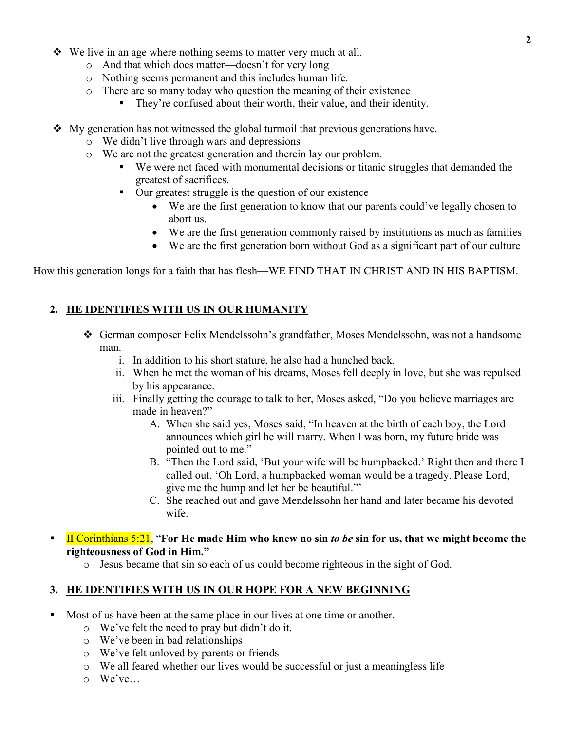- We live in an age where nothing seems to matter very much at all.
  - And that which does matter—doesn't for very long
  - Nothing seems permanent and this includes human life.
  - There are so many today who question the meaning of their existence
    - They're confused about their worth, their value, and their identity.

- My generation has not witnessed the global turmoil that previous generations have.
  - We didn't live through wars and depressions
  - We are not the greatest generation and therein lay our problem.
    - We were not faced with monumental decisions or titanic struggles that demanded the greatest of sacrifices.
    - Our greatest struggle is the question of our existence
      - We are the first generation to know that our parents could've legally chosen to abort us.
      - We are the first generation commonly raised by institutions as much as families
      - We are the first generation born without God as a significant part of our culture

How this generation longs for a faith that has flesh—WE FIND THAT IN CHRIST AND IN HIS BAPTISM.

## 2. <u>HE IDENTIFIES WITH US IN OUR HUMANITY</u>

- German composer Felix Mendelssohn's grandfather, Moses Mendelssohn, was not a handsome man.
  1. In addition to his short stature, he also had a hunched back.
  2. When he met the woman of his dreams, Moses fell deeply in love, but she was repulsed by his appearance.
  3. Finally getting the courage to talk to her, Moses asked, "Do you believe marriages are made in heaven?"
     - A. When she said yes, Moses said, "In heaven at the birth of each boy, the Lord announces which girl he will marry. When I was born, my future bride was pointed out to me."
     - B. "Then the Lord said, 'But your wife will be humpbacked.' Right then and there I called out, 'Oh Lord, a humpbacked woman would be a tragedy. Please Lord, give me the hump and let her be beautiful.'"
     - C. She reached out and gave Mendelssohn her hand and later became his devoted wife.

- II Corinthians 5:21, "**For He made Him who knew no sin *to be* sin for us, that we might become the righteousness of God in Him."**
  - Jesus became that sin so each of us could become righteous in the sight of God.

## 3. <u>HE IDENTIFIES WITH US IN OUR HOPE FOR A NEW BEGINNING</u>

- Most of us have been at the same place in our lives at one time or another.
  - We've felt the need to pray but didn't do it.
  - We've been in bad relationships
  - We've felt unloved by parents or friends
  - We all feared whether our lives would be successful or just a meaningless life
  - We've…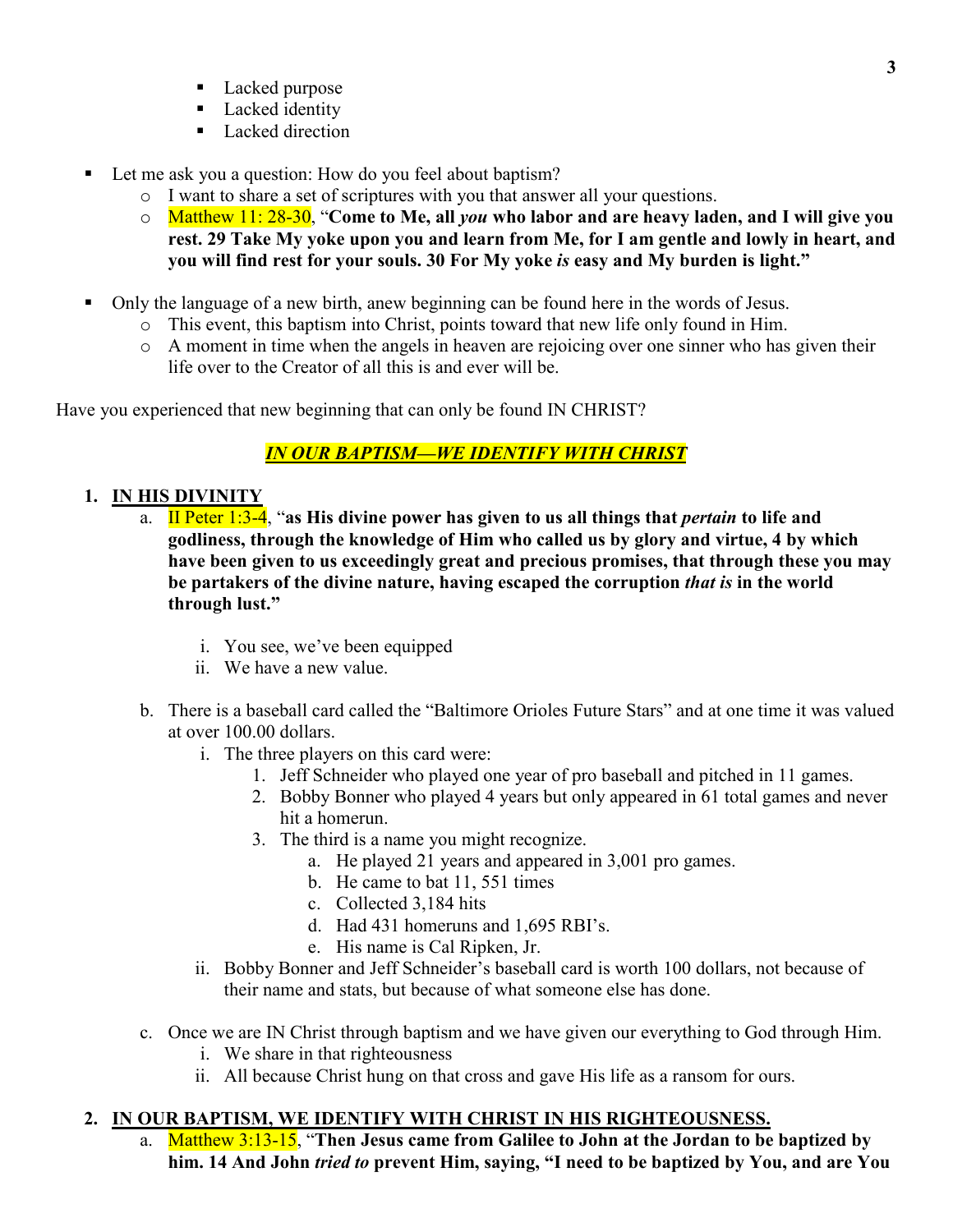- Lacked purpose
    - Lacked identity
    - Lacked direction

- Let me ask you a question: How do you feel about baptism?
  - I want to share a set of scriptures with you that answer all your questions.
  - Matthew 11: 28-30, "**Come to Me, all *you* who labor and are heavy laden, and I will give you rest. 29 Take My yoke upon you and learn from Me, for I am gentle and lowly in heart, and you will find rest for your souls. 30 For My yoke *is* easy and My burden is light."**

- Only the language of a new birth, anew beginning can be found here in the words of Jesus.
  - This event, this baptism into Christ, points toward that new life only found in Him.
  - A moment in time when the angels in heaven are rejoicing over one sinner who has given their life over to the Creator of all this is and ever will be.

Have you experienced that new beginning that can only be found IN CHRIST?

***IN OUR BAPTISM—WE IDENTIFY WITH CHRIST***

1. **IN HIS DIVINITY**
   a. II Peter 1:3-4, "**as His divine power has given to us all things that *pertain* to life and godliness, through the knowledge of Him who called us by glory and virtue, 4 by which have been given to us exceedingly great and precious promises, that through these you may be partakers of the divine nature, having escaped the corruption *that is* in the world through lust."**

      i. You see, we've been equipped
      ii. We have a new value.

   b. There is a baseball card called the "Baltimore Orioles Future Stars" and at one time it was valued at over 100.00 dollars.
      i. The three players on this card were:
         1. Jeff Schneider who played one year of pro baseball and pitched in 11 games.
         2. Bobby Bonner who played 4 years but only appeared in 61 total games and never hit a homerun.
         3. The third is a name you might recognize.
            a. He played 21 years and appeared in 3,001 pro games.
            b. He came to bat 11, 551 times
            c. Collected 3,184 hits
            d. Had 431 homeruns and 1,695 RBI's.
            e. His name is Cal Ripken, Jr.
      ii. Bobby Bonner and Jeff Schneider's baseball card is worth 100 dollars, not because of their name and stats, but because of what someone else has done.

   c. Once we are IN Christ through baptism and we have given our everything to God through Him.
      i. We share in that righteousness
      ii. All because Christ hung on that cross and gave His life as a ransom for ours.

2. **IN OUR BAPTISM, WE IDENTIFY WITH CHRIST IN HIS RIGHTEOUSNESS.**
   a. Matthew 3:13-15, "**Then Jesus came from Galilee to John at the Jordan to be baptized by him. 14 And John *tried to* prevent Him, saying, "I need to be baptized by You, and are You**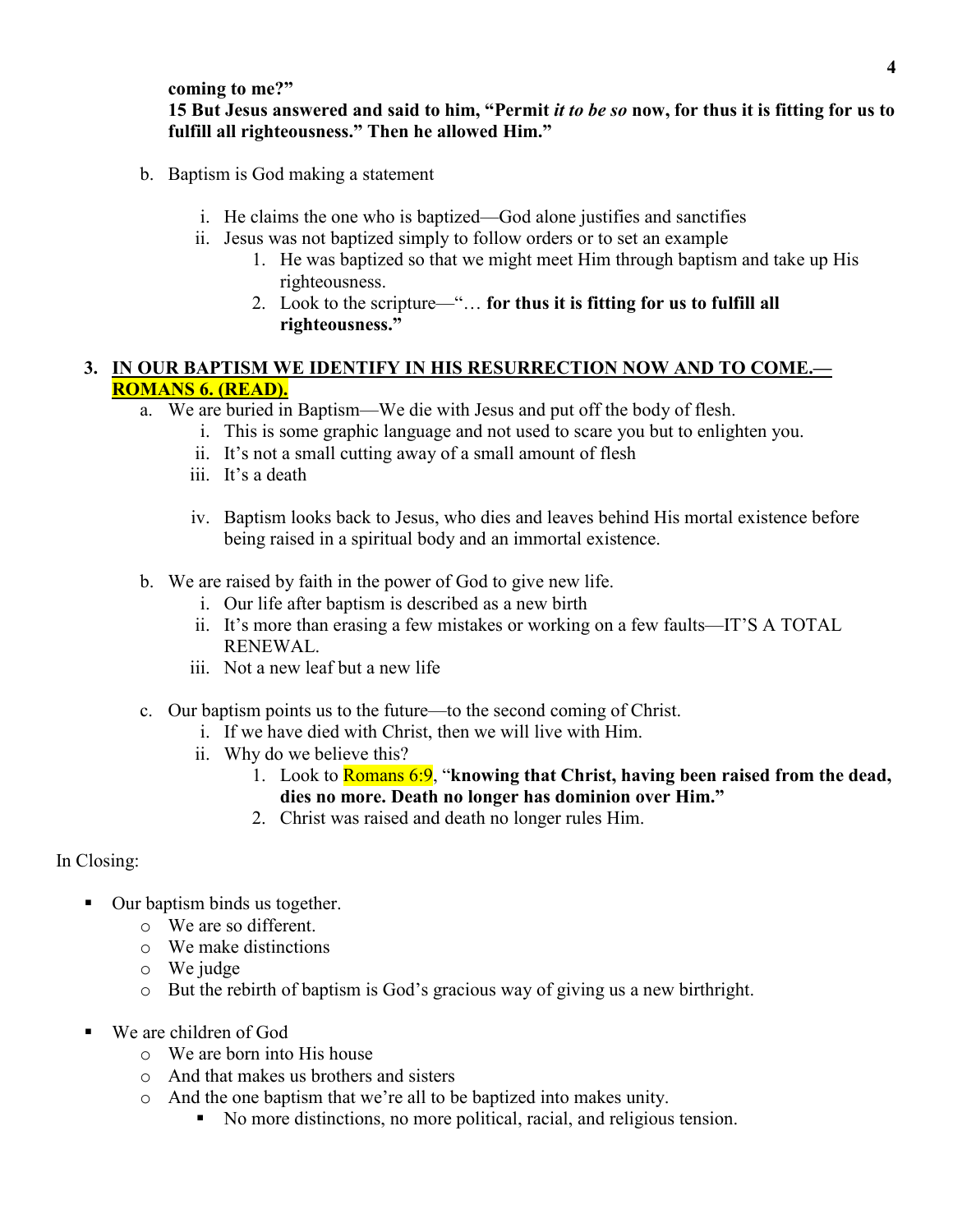**coming to me?"**
**15 But Jesus answered and said to him, "Permit *it to be so* now, for thus it is fitting for us to fulfill all righteousness." Then he allowed Him."**

b. Baptism is God making a statement
    i. He claims the one who is baptized—God alone justifies and sanctifies
    ii. Jesus was not baptized simply to follow orders or to set an example
        1. He was baptized so that we might meet Him through baptism and take up His righteousness.
        2. Look to the scripture—"… **for thus it is fitting for us to fulfill all righteousness."**

3. **IN OUR BAPTISM WE IDENTIFY IN HIS RESURRECTION NOW AND TO COME.—ROMANS 6. (READ).**
    a. We are buried in Baptism—We die with Jesus and put off the body of flesh.
        i. This is some graphic language and not used to scare you but to enlighten you.
        ii. It's not a small cutting away of a small amount of flesh
        iii. It's a death
        iv. Baptism looks back to Jesus, who dies and leaves behind His mortal existence before being raised in a spiritual body and an immortal existence.
    b. We are raised by faith in the power of God to give new life.
        i. Our life after baptism is described as a new birth
        ii. It's more than erasing a few mistakes or working on a few faults—IT'S A TOTAL RENEWAL.
        iii. Not a new leaf but a new life
    c. Our baptism points us to the future—to the second coming of Christ.
        i. If we have died with Christ, then we will live with Him.
        ii. Why do we believe this?
            1. Look to Romans 6:9, "**knowing that Christ, having been raised from the dead, dies no more. Death no longer has dominion over Him."**
            2. Christ was raised and death no longer rules Him.

In Closing:

- Our baptism binds us together.
    - We are so different.
    - We make distinctions
    - We judge
    - But the rebirth of baptism is God's gracious way of giving us a new birthright.
- We are children of God
    - We are born into His house
    - And that makes us brothers and sisters
    - And the one baptism that we're all to be baptized into makes unity.
        - No more distinctions, no more political, racial, and religious tension.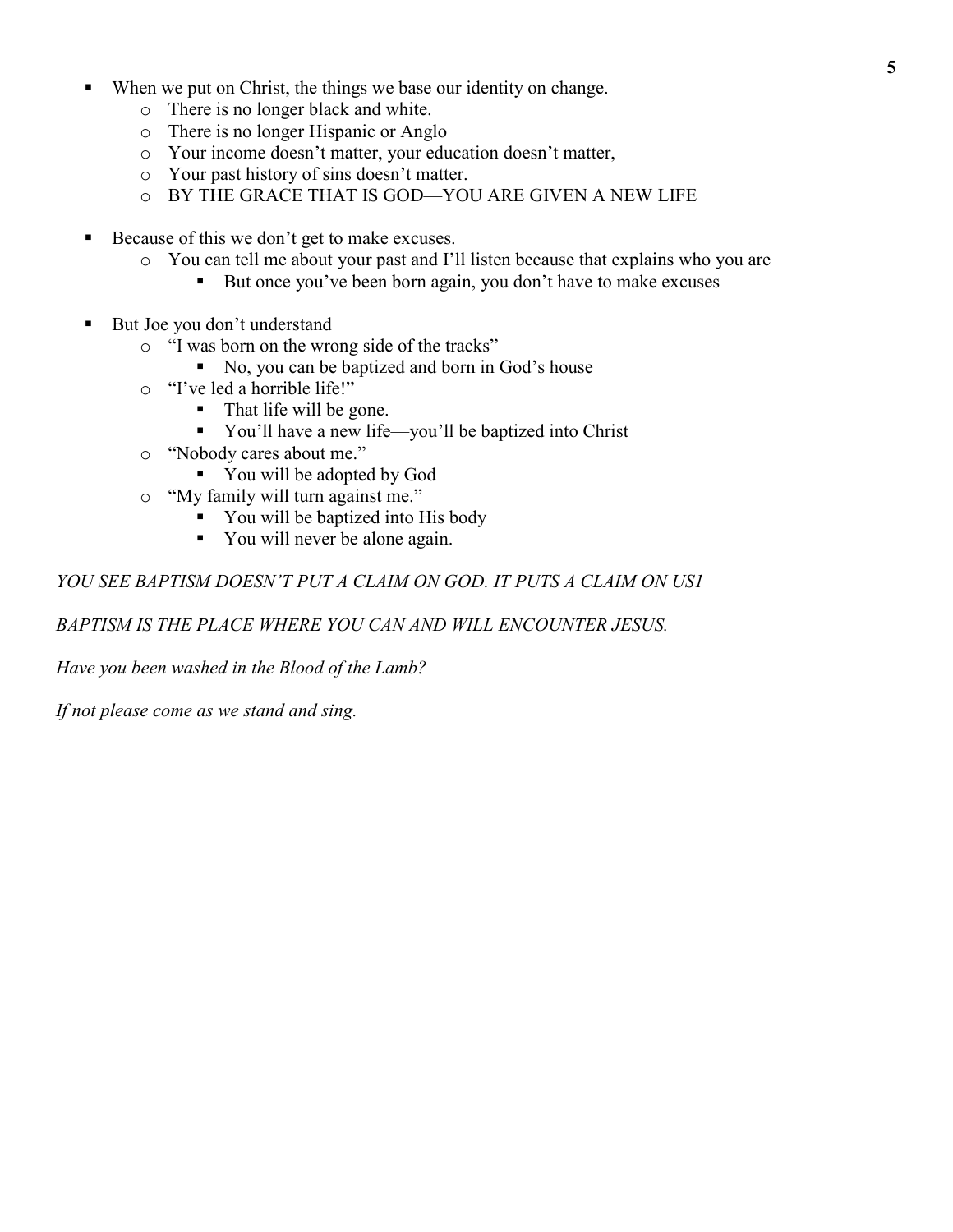- When we put on Christ, the things we base our identity on change.
    - There is no longer black and white.
    - There is no longer Hispanic or Anglo
    - Your income doesn't matter, your education doesn't matter,
    - Your past history of sins doesn't matter.
    - BY THE GRACE THAT IS GOD—YOU ARE GIVEN A NEW LIFE

- Because of this we don't get to make excuses.
    - You can tell me about your past and I'll listen because that explains who you are
        - But once you've been born again, you don't have to make excuses

- But Joe you don't understand
    - "I was born on the wrong side of the tracks"
        - No, you can be baptized and born in God's house
    - "I've led a horrible life!"
        - That life will be gone.
        - You'll have a new life—you'll be baptized into Christ
    - "Nobody cares about me."
        - You will be adopted by God
    - "My family will turn against me."
        - You will be baptized into His body
        - You will never be alone again.

*YOU SEE BAPTISM DOESN'T PUT A CLAIM ON GOD. IT PUTS A CLAIM ON US1*

*BAPTISM IS THE PLACE WHERE YOU CAN AND WILL ENCOUNTER JESUS.*

*Have you been washed in the Blood of the Lamb?*

*If not please come as we stand and sing.*